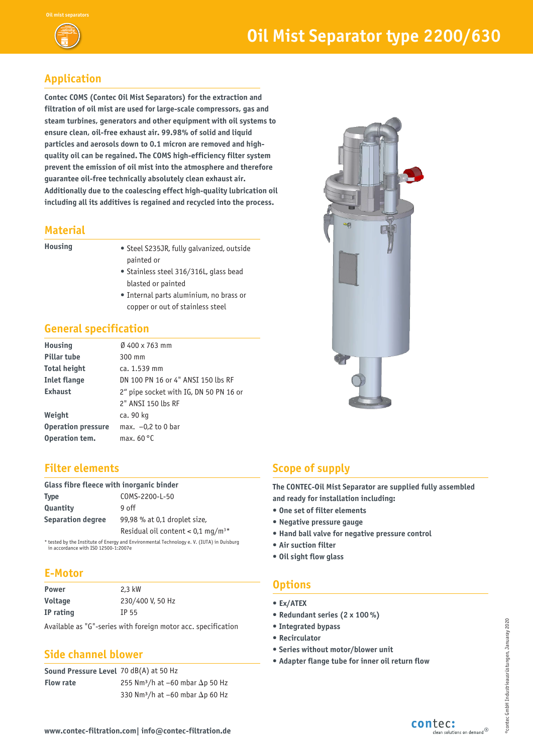Oil mist separators

# Oil Mist Separator type 2200/630

## Application

**Contec COMS (Contec Oil Mist Separators) for the extraction and filtration of oil mist are used for large-scale compressors, gas and steam turbines, generators and other equipment with oil systems to ensure clean, oil-free exhaust air. 99.98% of solid and liquid particles and aerosols down to 0.1 micron are removed and high-quality oil can be regained. The COMS high-efficiency filter system prevent the emission of oil mist into the atmosphere and therefore guarantee oil-free technically absolutely clean exhaust air. Additionally due to the coalescing effect high-quality lubrication oil including all its additives is regained and recycled into the process.**

## Material

**Housing**

- Steel S235JR, fully galvanized, outside painted or
- Stainless steel 316/316L, glass bead blasted or painted
- Internal parts aluminium, no brass or copper or out of stainless steel

## General specification

| | |
|---|---|
| **Housing** | Ø 400 x 763 mm |
| **Pillar tube** | 300 mm |
| **Total height** | ca. 1.539 mm |
| **Inlet flange** | DN 100 PN 16 or 4" ANSI 150 lbs RF |
| **Exhaust** | 2" pipe socket with IG, DN 50 PN 16 or 2" ANSI 150 lbs RF |
| **Weight** | ca. 90 kg |
| **Operation pressure** | max. –0,2 to 0 bar |
| **Operation tem.** | max. 60 °C |

## Filter elements

**Glass fibre fleece with inorganic binder**

| | |
|---|---|
| **Type** | COMS-2200-L-50 |
| **Quantity** | 9 off |
| **Separation degree** | 99,98 % at 0,1 droplet size, Residual oil content < 0,1 mg/m³* |

* tested by the Institute of Energy and Environmental Technology e. V. (IUTA) in Duisburg in accordance with ISO 12500-1:2007e

## E-Motor

| | |
|---|---|
| **Power** | 2,3 kW |
| **Voltage** | 230/400 V, 50 Hz |
| **IP rating** | IP 55 |

Available as "G"-series with foreign motor acc. specification

## Side channel blower

| | |
|---|---|
| **Sound Pressure Level** | 70 dB(A) at 50 Hz |
| **Flow rate** | 255 Nm³/h at –60 mbar Δp 50 Hz<br>330 Nm³/h at –60 mbar Δp 60 Hz |

## Scope of supply

**The CONTEC-Oil Mist Separator are supplied fully assembled and ready for installation including:**

- **One set of filter elements**
- **Negative pressure gauge**
- **Hand ball valve for negative pressure control**
- **Air suction filter**
- **Oil sight flow glass**

## Options

- **Ex/ATEX**
- **Redundant series (2 x 100 %)**
- **Integrated bypass**
- **Recirculator**
- **Series without motor/blower unit**
- **Adapter flange tube for inner oil return flow**

**www.contec-filtration.com| info@contec-filtration.de**

contec: clean solutions on demand®

©contec GmbH Industrieausrüstungen, Januaray 2020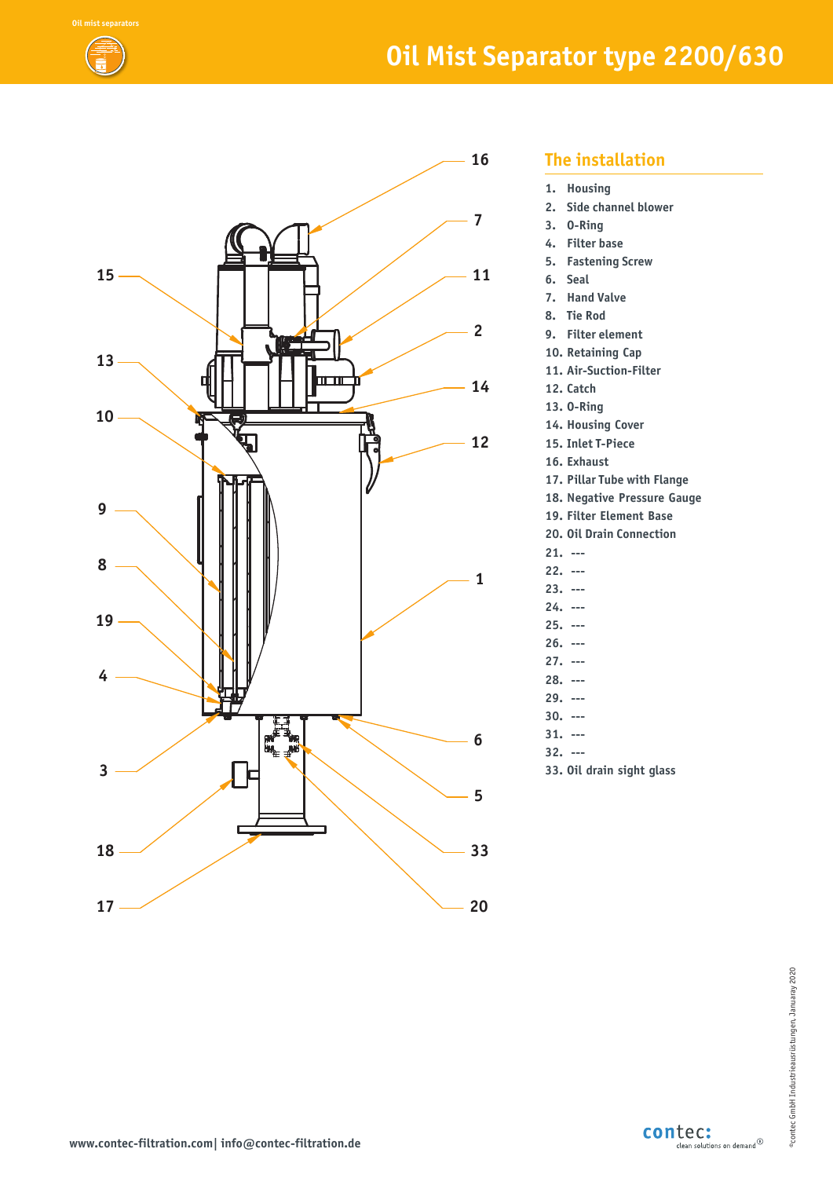Oil mist separators

# Oil Mist Separator type 2200/630

16

7

15

11

2

13

14

10

12

9

8

1

19

4

6

3

5

18

33

17

20

## The installation

1. Housing
2. Side channel blower
3. O-Ring
4. Filter base
5. Fastening Screw
6. Seal
7. Hand Valve
8. Tie Rod
9. Filter element
10. Retaining Cap
11. Air-Suction-Filter
12. Catch
13. O-Ring
14. Housing Cover
15. Inlet T-Piece
16. Exhaust
17. Pillar Tube with Flange
18. Negative Pressure Gauge
19. Filter Element Base
20. Oil Drain Connection
21. ---
22. ---
23. ---
24. ---
25. ---
26. ---
27. ---
28. ---
29. ---
30. ---
31. ---
32. ---
33. Oil drain sight glass

www.contec-filtration.com| info@contec-filtration.de

contec: clean solutions on demand®

©contec GmbH Industrieausrüstungen, Januaray 2020